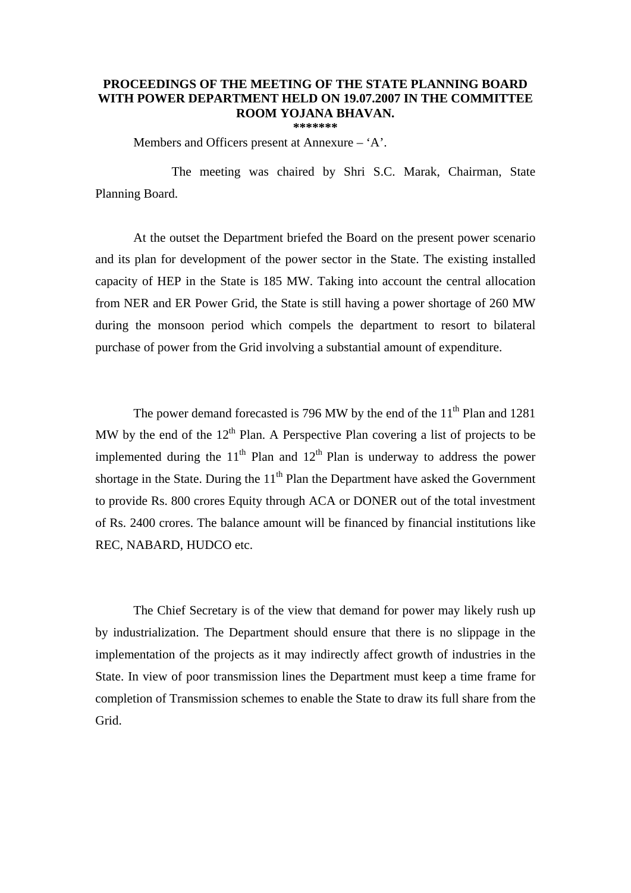**PROCEEDINGS OF THE MEETING OF THE STATE PLANNING BOARD WITH POWER DEPARTMENT HELD ON 19.07.2007 IN THE COMMITTEE ROOM YOJANA BHAVAN.**

*******

Members and Officers present at Annexure – 'A'.

The meeting was chaired by Shri S.C. Marak, Chairman, State Planning Board.

At the outset the Department briefed the Board on the present power scenario and its plan for development of the power sector in the State. The existing installed capacity of HEP in the State is 185 MW. Taking into account the central allocation from NER and ER Power Grid, the State is still having a power shortage of 260 MW during the monsoon period which compels the department to resort to bilateral purchase of power from the Grid involving a substantial amount of expenditure.

The power demand forecasted is 796 MW by the end of the 11th Plan and 1281 MW by the end of the 12th Plan. A Perspective Plan covering a list of projects to be implemented during the 11th Plan and 12th Plan is underway to address the power shortage in the State. During the 11th Plan the Department have asked the Government to provide Rs. 800 crores Equity through ACA or DONER out of the total investment of Rs. 2400 crores. The balance amount will be financed by financial institutions like REC, NABARD, HUDCO etc.

The Chief Secretary is of the view that demand for power may likely rush up by industrialization. The Department should ensure that there is no slippage in the implementation of the projects as it may indirectly affect growth of industries in the State. In view of poor transmission lines the Department must keep a time frame for completion of Transmission schemes to enable the State to draw its full share from the Grid.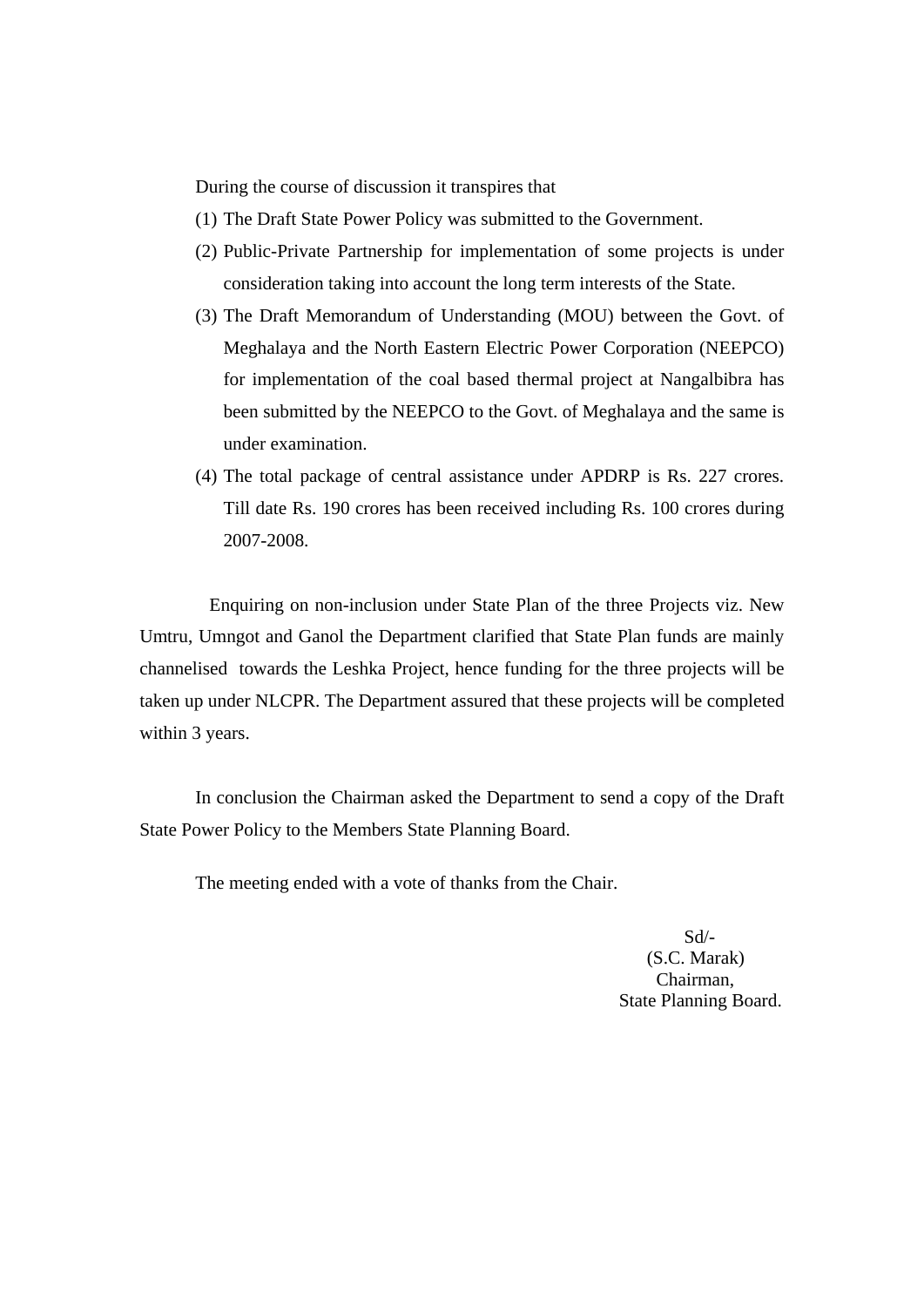During the course of discussion it transpires that

(1) The Draft State Power Policy was submitted to the Government.

(2) Public-Private Partnership for implementation of some projects is under consideration taking into account the long term interests of the State.

(3) The Draft Memorandum of Understanding (MOU) between the Govt. of Meghalaya and the North Eastern Electric Power Corporation (NEEPCO) for implementation of the coal based thermal project at Nangalbibra has been submitted by the NEEPCO to the Govt. of Meghalaya and the same is under examination.

(4) The total package of central assistance under APDRP is Rs. 227 crores. Till date Rs. 190 crores has been received including Rs. 100 crores during 2007-2008.

Enquiring on non-inclusion under State Plan of the three Projects viz. New Umtru, Umngot and Ganol the Department clarified that State Plan funds are mainly channelised towards the Leshka Project, hence funding for the three projects will be taken up under NLCPR. The Department assured that these projects will be completed within 3 years.

In conclusion the Chairman asked the Department to send a copy of the Draft State Power Policy to the Members State Planning Board.

The meeting ended with a vote of thanks from the Chair.

Sd/-
(S.C. Marak)
Chairman,
State Planning Board.